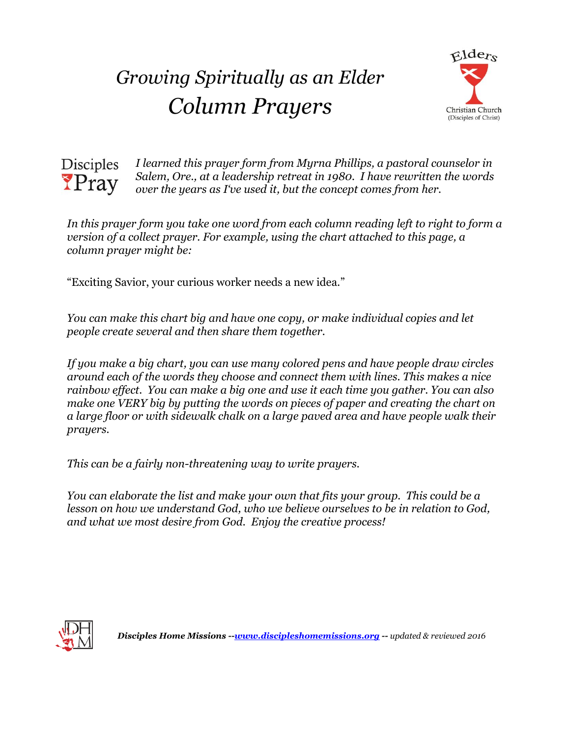# *Growing Spiritually as an Elder*
# *Column Prayers*

Elders
Christian Church (Disciples of Christ)

Disciples Pray

*I learned this prayer form from Myrna Phillips, a pastoral counselor in Salem, Ore., at a leadership retreat in 1980. I have rewritten the words over the years as I've used it, but the concept comes from her.*

*In this prayer form you take one word from each column reading left to right to form a version of a collect prayer. For example, using the chart attached to this page, a column prayer might be:*

"Exciting Savior, your curious worker needs a new idea."

*You can make this chart big and have one copy, or make individual copies and let people create several and then share them together.*

*If you make a big chart, you can use many colored pens and have people draw circles around each of the words they choose and connect them with lines. This makes a nice rainbow effect. You can make a big one and use it each time you gather. You can also make one VERY big by putting the words on pieces of paper and creating the chart on a large floor or with sidewalk chalk on a large paved area and have people walk their prayers.*

*This can be a fairly non-threatening way to write prayers.*

*You can elaborate the list and make your own that fits your group. This could be a lesson on how we understand God, who we believe ourselves to be in relation to God, and what we most desire from God. Enjoy the creative process!*

***Disciples Home Missions --[www.discipleshomemissions.org](http://www.discipleshomemissions.org) --** updated & reviewed 2016*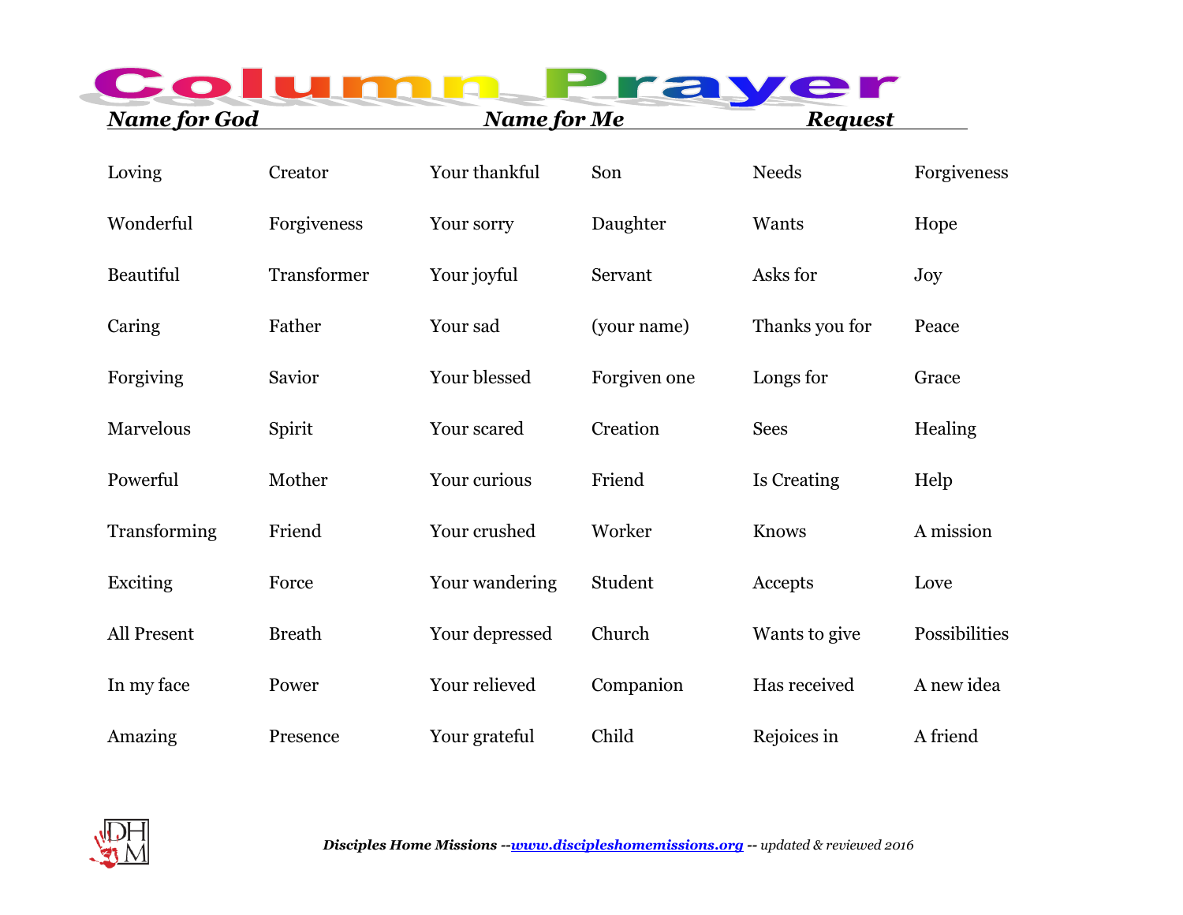# Column Prayer

| ***Name for God*** | | ***Name for Me*** | | ***Request*** | |
|---|---|---|---|---|---|
| Loving | Creator | Your thankful | Son | Needs | Forgiveness |
| Wonderful | Forgiveness | Your sorry | Daughter | Wants | Hope |
| Beautiful | Transformer | Your joyful | Servant | Asks for | Joy |
| Caring | Father | Your sad | (your name) | Thanks you for | Peace |
| Forgiving | Savior | Your blessed | Forgiven one | Longs for | Grace |
| Marvelous | Spirit | Your scared | Creation | Sees | Healing |
| Powerful | Mother | Your curious | Friend | Is Creating | Help |
| Transforming | Friend | Your crushed | Worker | Knows | A mission |
| Exciting | Force | Your wandering | Student | Accepts | Love |
| All Present | Breath | Your depressed | Church | Wants to give | Possibilities |
| In my face | Power | Your relieved | Companion | Has received | A new idea |
| Amazing | Presence | Your grateful | Child | Rejoices in | A friend |

DHM

***Disciples Home Missions --[www.discipleshomemissions.org](http://www.discipleshomemissions.org) --*** *updated & reviewed 2016*